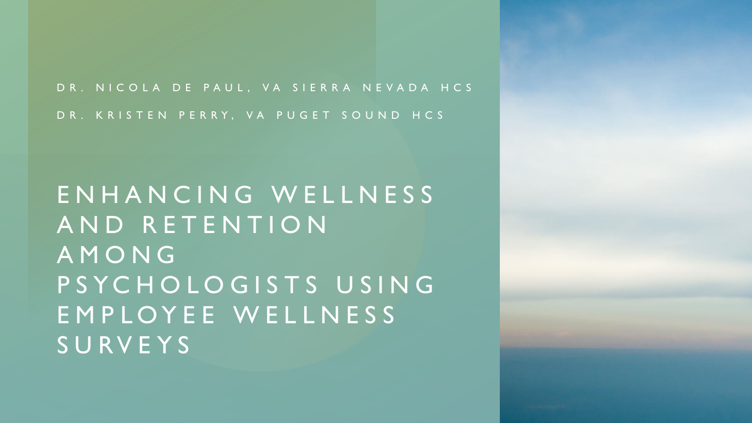DR. NICOLA DE PAUL, VA SIERRA NEVADA HCS

DR. KRISTEN PERRY, VA PUGET SOUND HCS

# ENHANCING WELLNESS AND RETENTION AMONG PSYCHOLOGISTS USING EMPLOYEE WELLNESS SURVEYS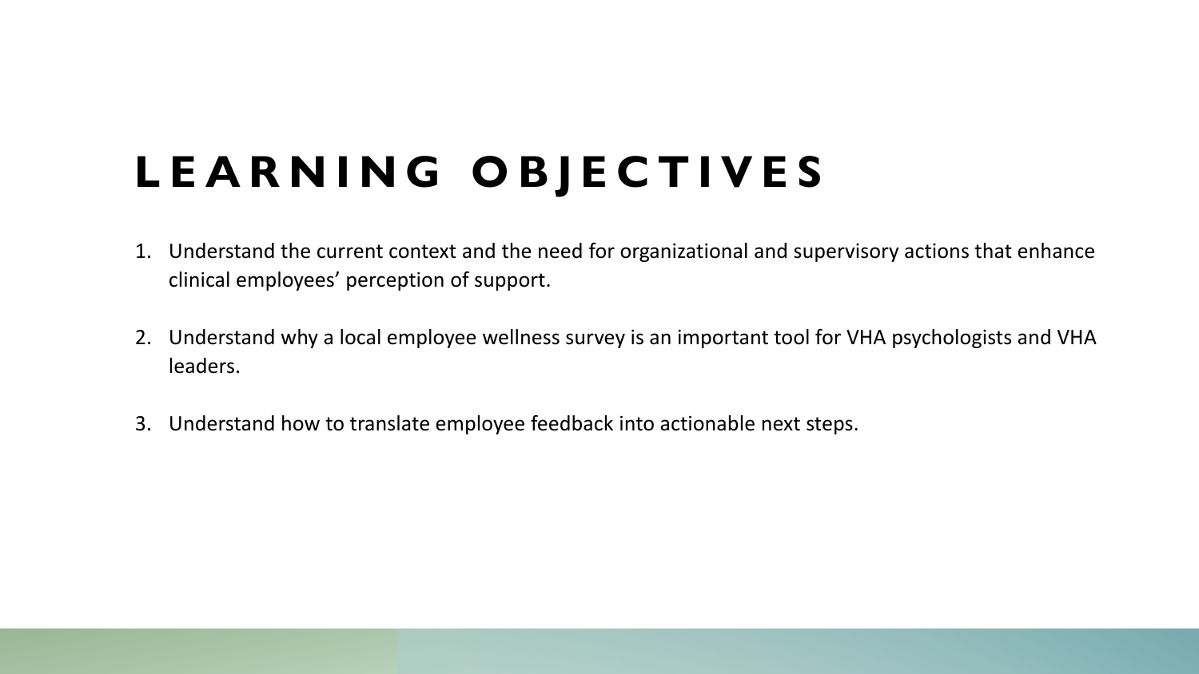# LEARNING OBJECTIVES

1. Understand the current context and the need for organizational and supervisory actions that enhance clinical employees' perception of support.
2. Understand why a local employee wellness survey is an important tool for VHA psychologists and VHA leaders.
3. Understand how to translate employee feedback into actionable next steps.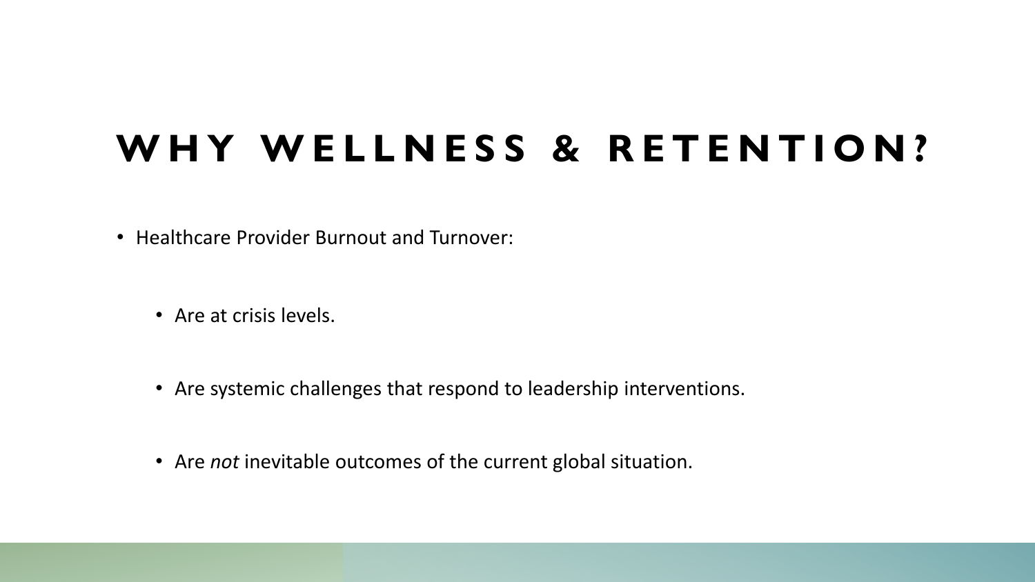# WHY WELLNESS & RETENTION?

- Healthcare Provider Burnout and Turnover:
  - Are at crisis levels.
  - Are systemic challenges that respond to leadership interventions.
  - Are *not* inevitable outcomes of the current global situation.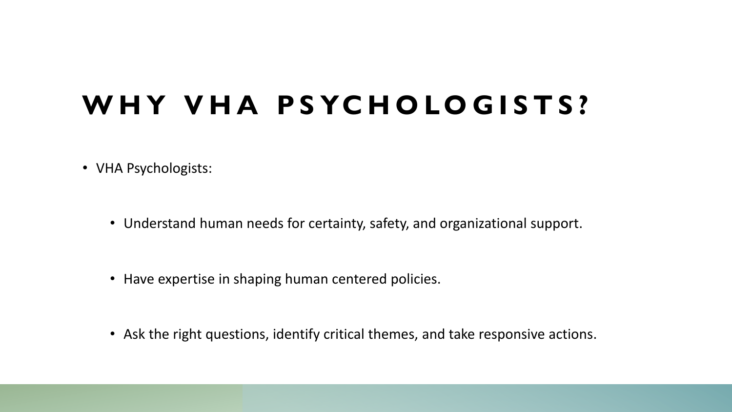# WHY VHA PSYCHOLOGISTS?

- VHA Psychologists:
  - Understand human needs for certainty, safety, and organizational support.
  - Have expertise in shaping human centered policies.
  - Ask the right questions, identify critical themes, and take responsive actions.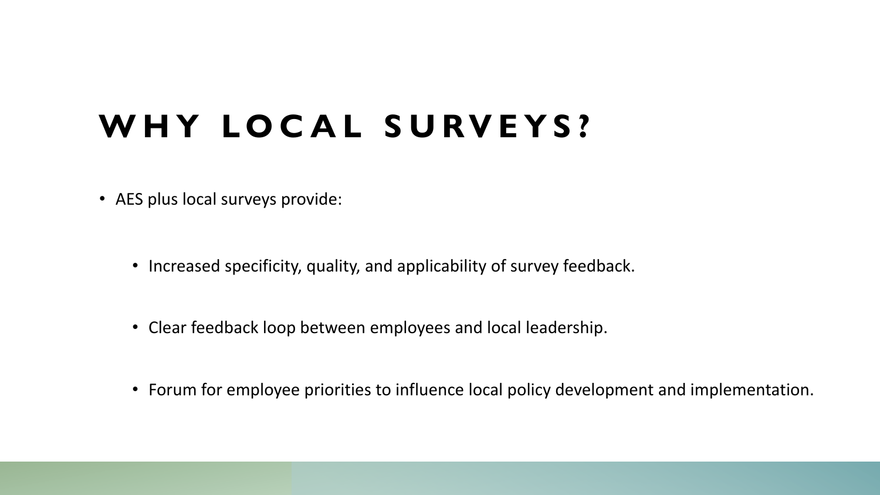# WHY LOCAL SURVEYS?

- AES plus local surveys provide:
  - Increased specificity, quality, and applicability of survey feedback.
  - Clear feedback loop between employees and local leadership.
  - Forum for employee priorities to influence local policy development and implementation.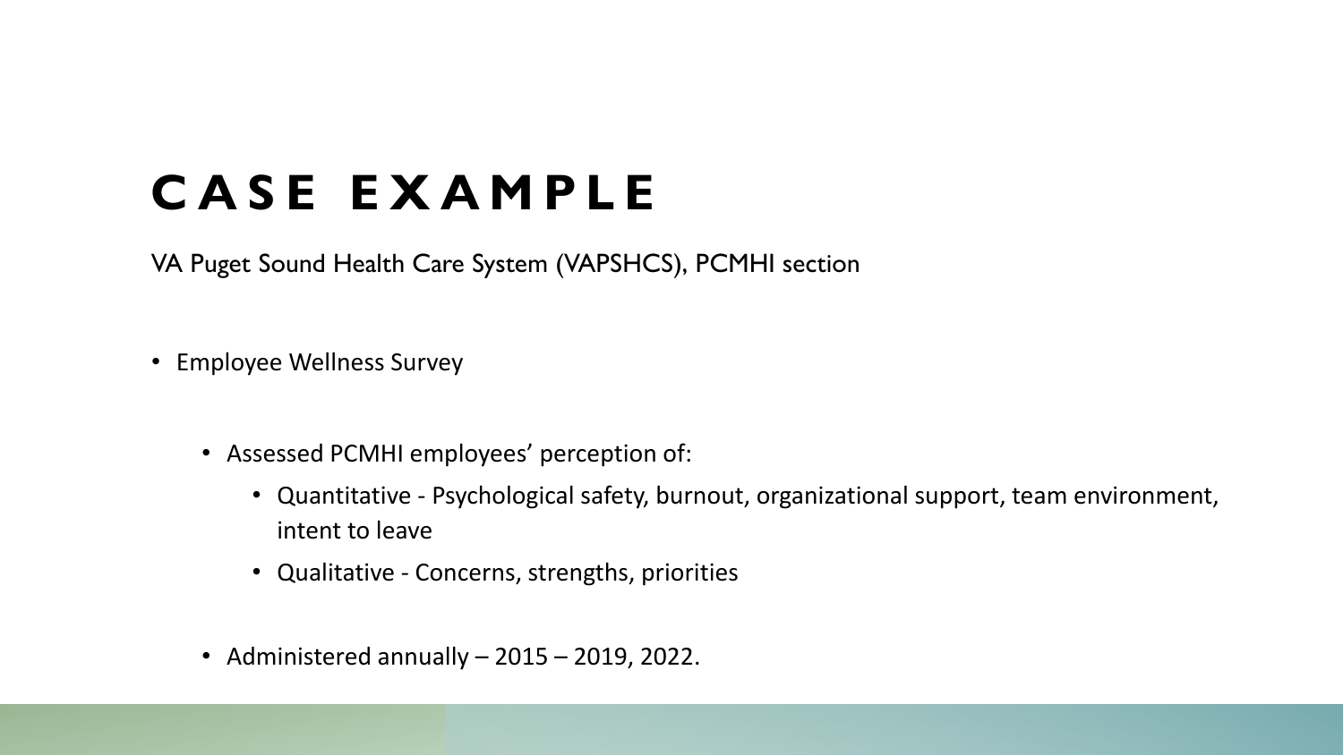# CASE EXAMPLE

VA Puget Sound Health Care System (VAPSHCS), PCMHI section

- Employee Wellness Survey
  - Assessed PCMHI employees' perception of:
    - Quantitative - Psychological safety, burnout, organizational support, team environment, intent to leave
    - Qualitative - Concerns, strengths, priorities
  - Administered annually – 2015 – 2019, 2022.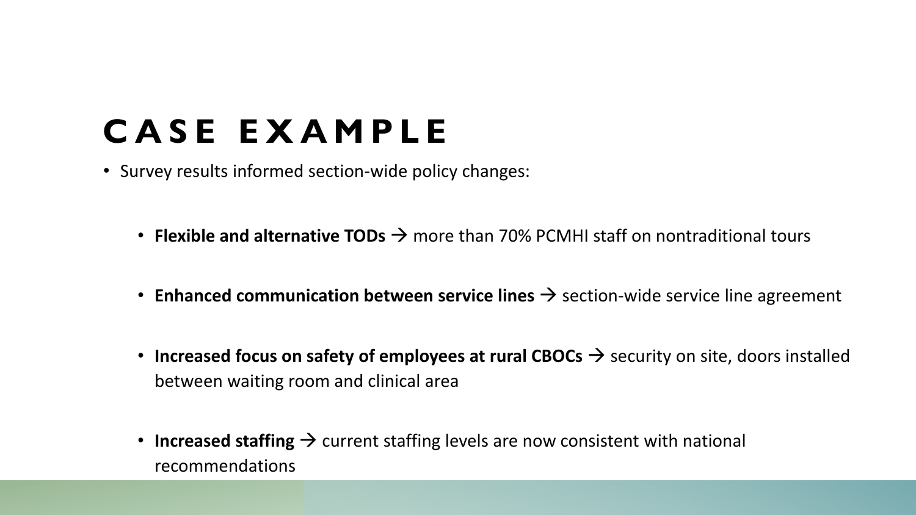# CASE EXAMPLE

- Survey results informed section-wide policy changes:
  - **Flexible and alternative TODs** → more than 70% PCMHI staff on nontraditional tours
  - **Enhanced communication between service lines** → section-wide service line agreement
  - **Increased focus on safety of employees at rural CBOCs** → security on site, doors installed between waiting room and clinical area
  - **Increased staffing** → current staffing levels are now consistent with national recommendations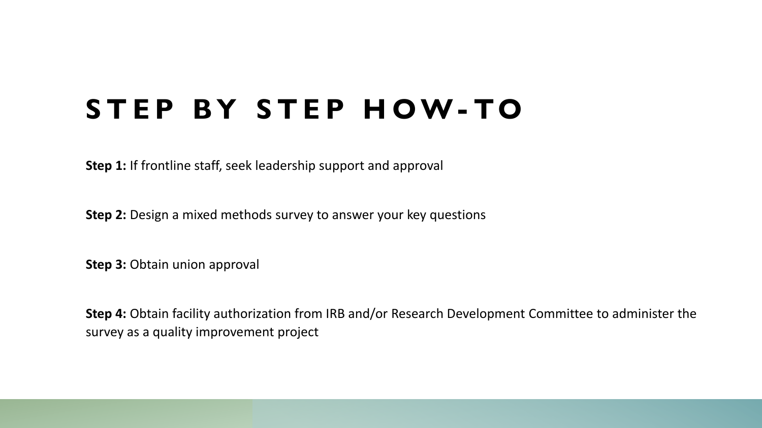# STEP BY STEP HOW-TO

**Step 1:** If frontline staff, seek leadership support and approval

**Step 2:** Design a mixed methods survey to answer your key questions

**Step 3:** Obtain union approval

**Step 4:** Obtain facility authorization from IRB and/or Research Development Committee to administer the survey as a quality improvement project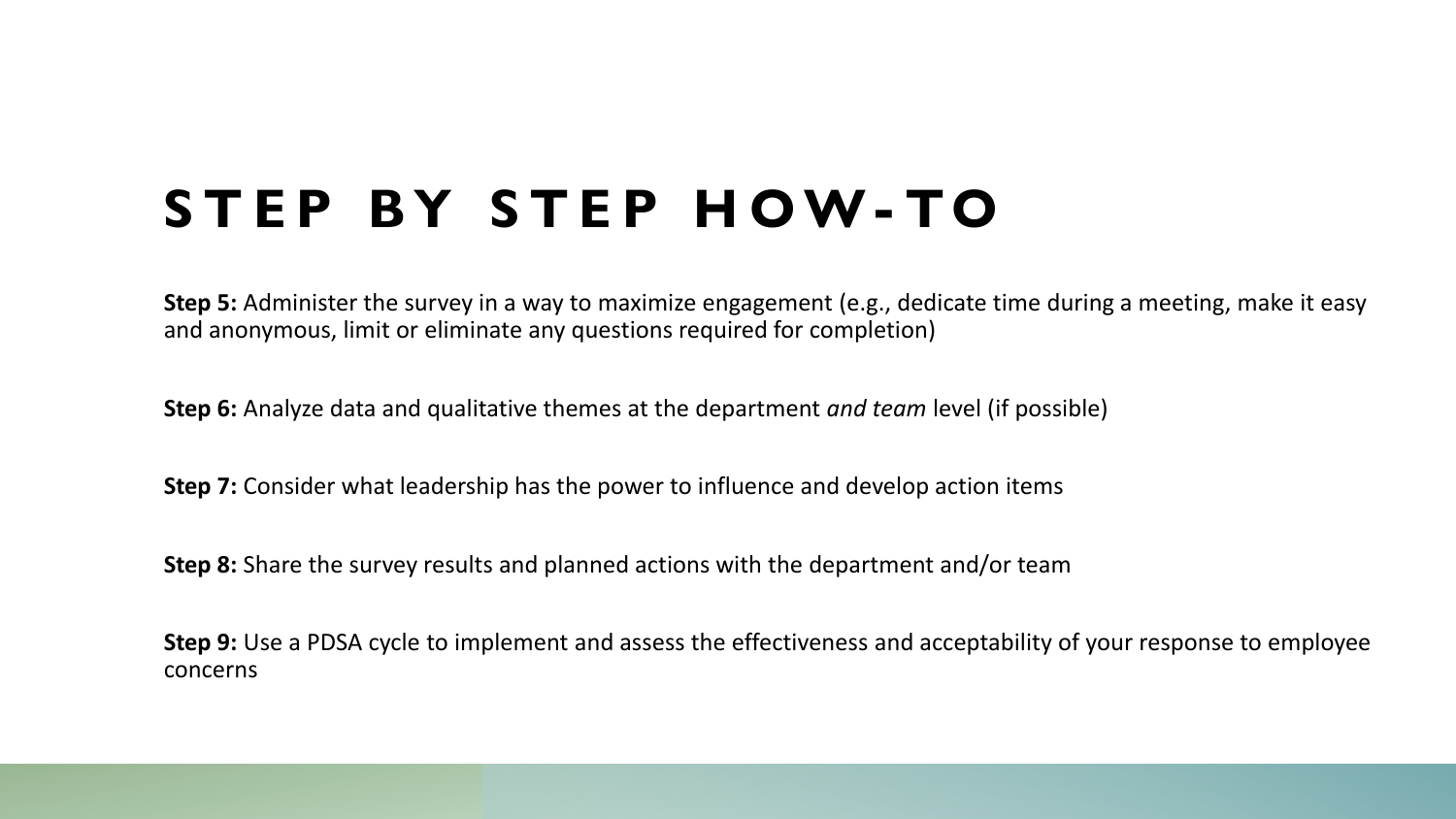# STEP BY STEP HOW-TO

**Step 5:** Administer the survey in a way to maximize engagement (e.g., dedicate time during a meeting, make it easy and anonymous, limit or eliminate any questions required for completion)

**Step 6:** Analyze data and qualitative themes at the department *and team* level (if possible)

**Step 7:** Consider what leadership has the power to influence and develop action items

**Step 8:** Share the survey results and planned actions with the department and/or team

**Step 9:** Use a PDSA cycle to implement and assess the effectiveness and acceptability of your response to employee concerns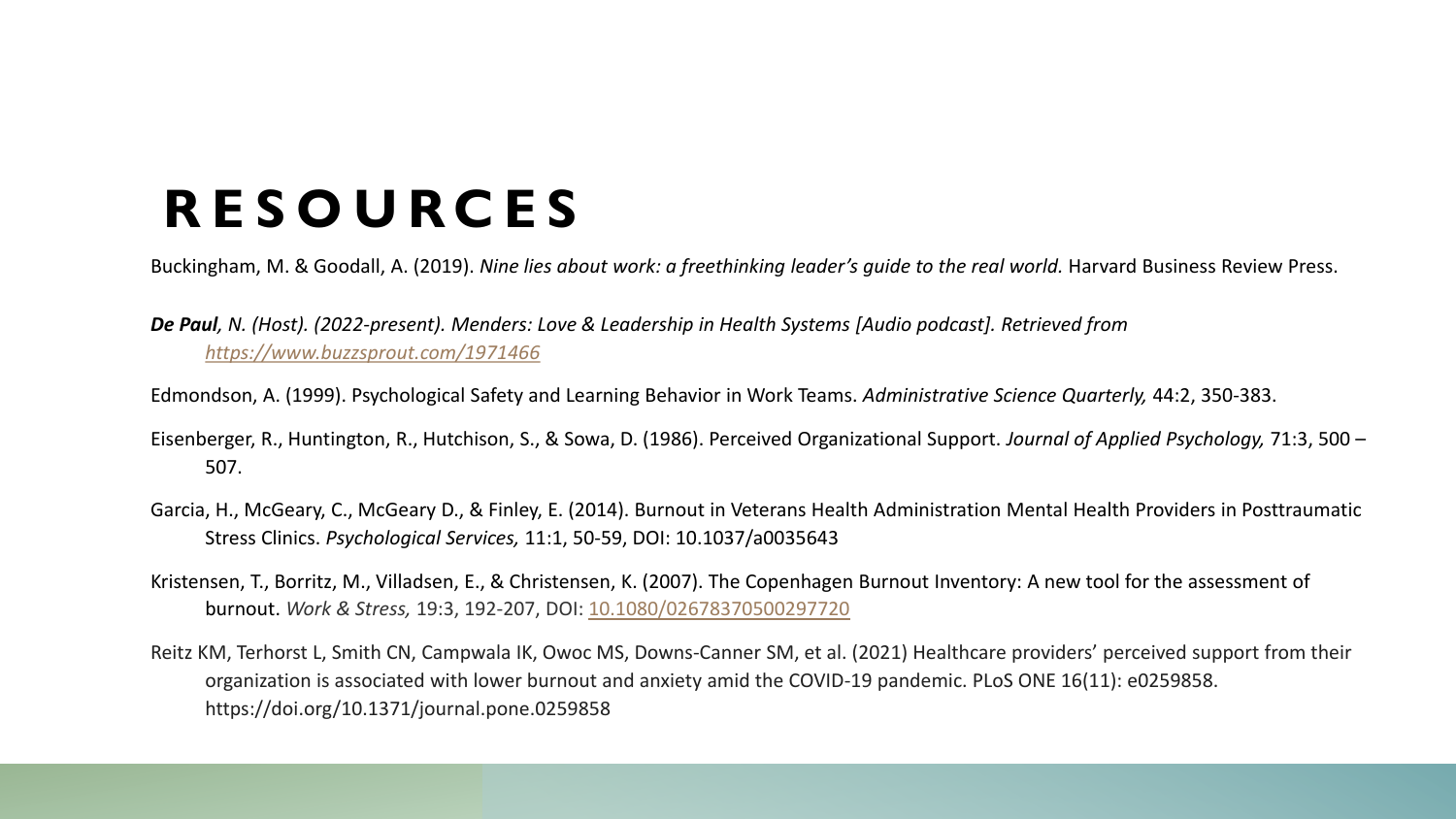# RESOURCES

Buckingham, M. & Goodall, A. (2019). *Nine lies about work: a freethinking leader's guide to the real world.* Harvard Business Review Press.

***De Paul**, N. (Host). (2022-present). Menders: Love & Leadership in Health Systems [Audio podcast]. Retrieved from https://www.buzzsprout.com/1971466*

Edmondson, A. (1999). Psychological Safety and Learning Behavior in Work Teams. *Administrative Science Quarterly,* 44:2, 350-383.

Eisenberger, R., Huntington, R., Hutchison, S., & Sowa, D. (1986). Perceived Organizational Support. *Journal of Applied Psychology,* 71:3, 500 – 507.

Garcia, H., McGeary, C., McGeary D., & Finley, E. (2014). Burnout in Veterans Health Administration Mental Health Providers in Posttraumatic Stress Clinics. *Psychological Services,* 11:1, 50-59, DOI: 10.1037/a0035643

Kristensen, T., Borritz, M., Villadsen, E., & Christensen, K. (2007). The Copenhagen Burnout Inventory: A new tool for the assessment of burnout. *Work & Stress,* 19:3, 192-207, DOI: 10.1080/02678370500297720

Reitz KM, Terhorst L, Smith CN, Campwala IK, Owoc MS, Downs-Canner SM, et al. (2021) Healthcare providers' perceived support from their organization is associated with lower burnout and anxiety amid the COVID-19 pandemic. PLoS ONE 16(11): e0259858. https://doi.org/10.1371/journal.pone.0259858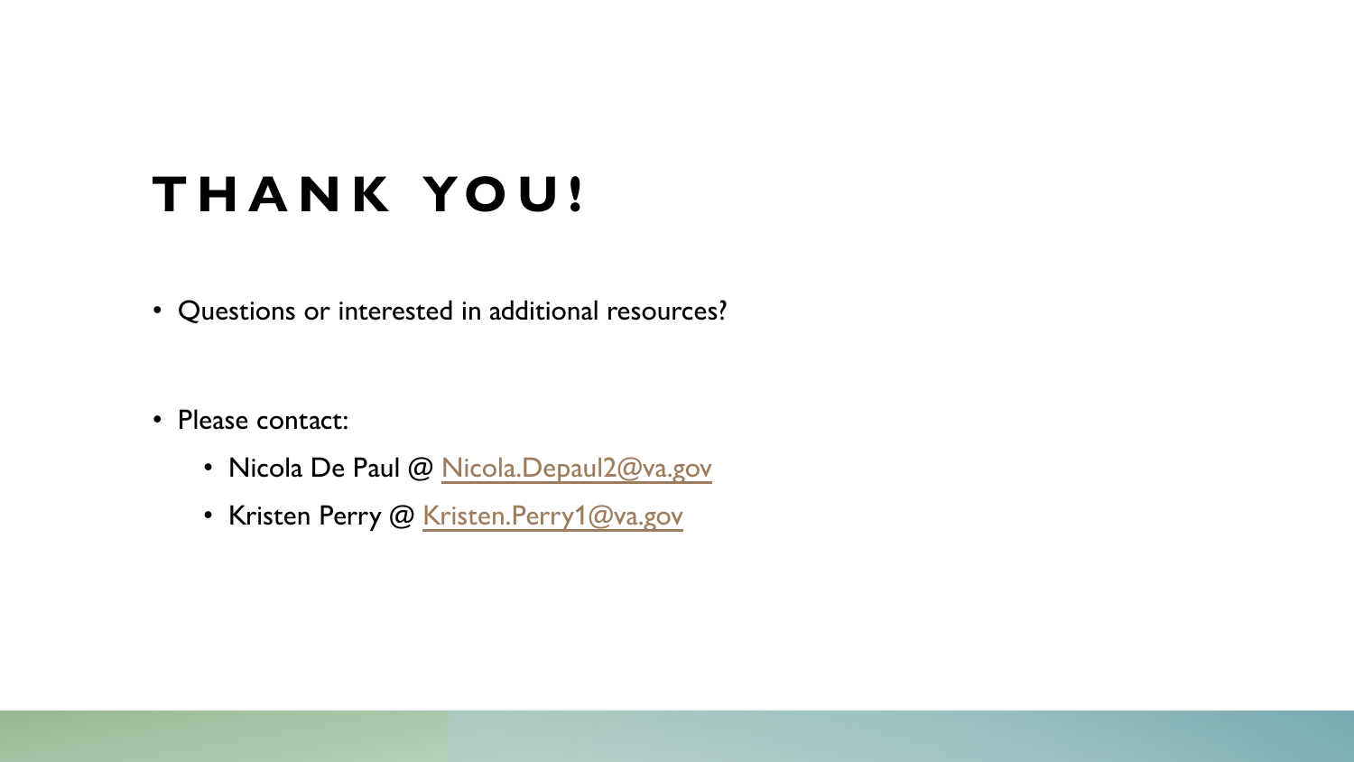# THANK YOU!

- Questions or interested in additional resources?

- Please contact:
  - Nicola De Paul @ Nicola.Depaul2@va.gov
  - Kristen Perry @ Kristen.Perry1@va.gov